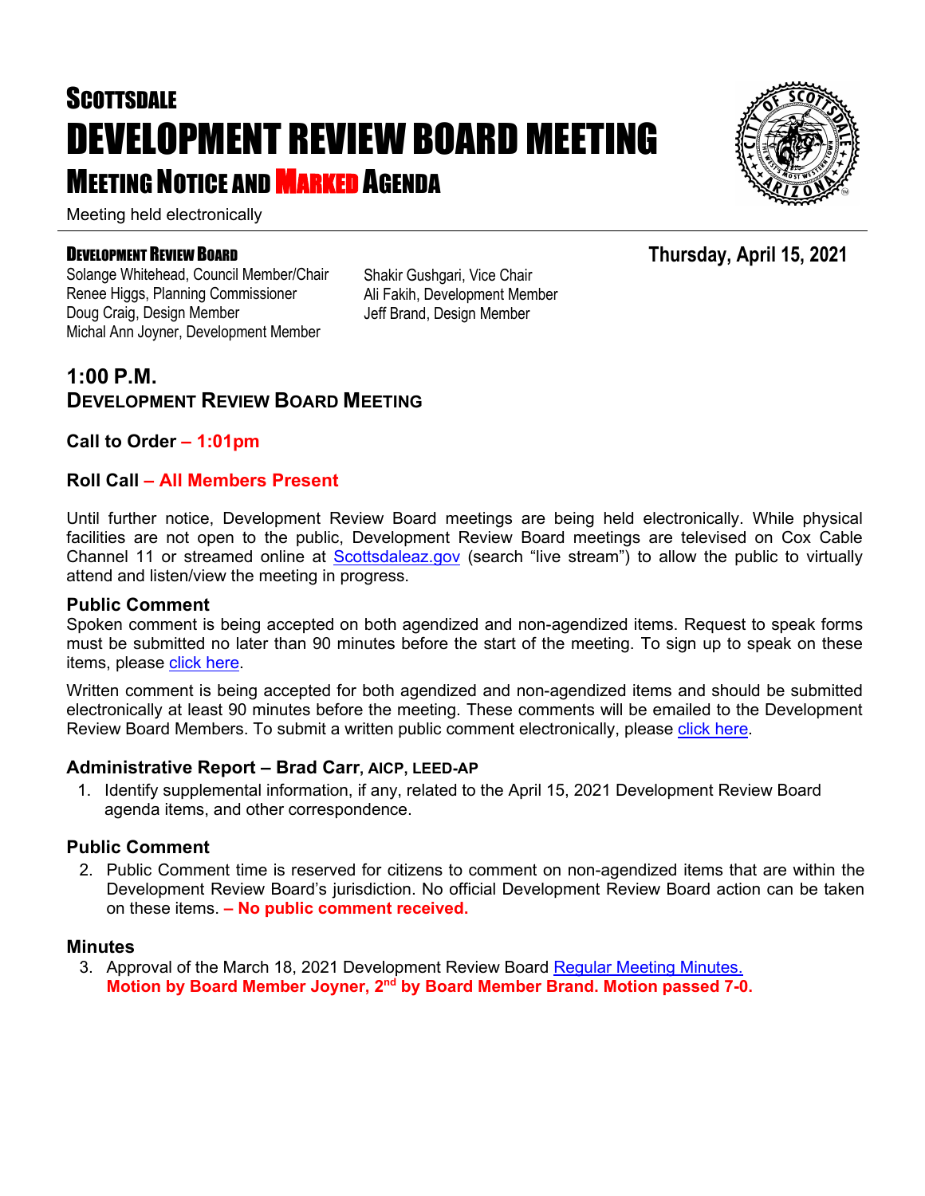# SCOTTSDALE
# DEVELOPMENT REVIEW BOARD MEETING
## MEETING NOTICE AND MARKED AGENDA

Meeting held electronically

**DEVELOPMENT REVIEW BOARD**

**Thursday, April 15, 2021**

Solange Whitehead, Council Member/Chair
Renee Higgs, Planning Commissioner
Doug Craig, Design Member
Michal Ann Joyner, Development Member
Shakir Gushgari, Vice Chair
Ali Fakih, Development Member
Jeff Brand, Design Member

## 1:00 P.M.
## DEVELOPMENT REVIEW BOARD MEETING

### Call to Order – 1:01pm

### Roll Call – All Members Present

Until further notice, Development Review Board meetings are being held electronically. While physical facilities are not open to the public, Development Review Board meetings are televised on Cox Cable Channel 11 or streamed online at Scottsdaleaz.gov (search "live stream") to allow the public to virtually attend and listen/view the meeting in progress.

### Public Comment

Spoken comment is being accepted on both agendized and non-agendized items. Request to speak forms must be submitted no later than 90 minutes before the start of the meeting. To sign up to speak on these items, please click here.

Written comment is being accepted for both agendized and non-agendized items and should be submitted electronically at least 90 minutes before the meeting. These comments will be emailed to the Development Review Board Members. To submit a written public comment electronically, please click here.

### Administrative Report – Brad Carr, AICP, LEED-AP

1. Identify supplemental information, if any, related to the April 15, 2021 Development Review Board agenda items, and other correspondence.

### Public Comment

2. Public Comment time is reserved for citizens to comment on non-agendized items that are within the Development Review Board's jurisdiction. No official Development Review Board action can be taken on these items. **– No public comment received.**

### Minutes

3. Approval of the March 18, 2021 Development Review Board Regular Meeting Minutes.
   **Motion by Board Member Joyner, 2nd by Board Member Brand. Motion passed 7-0.**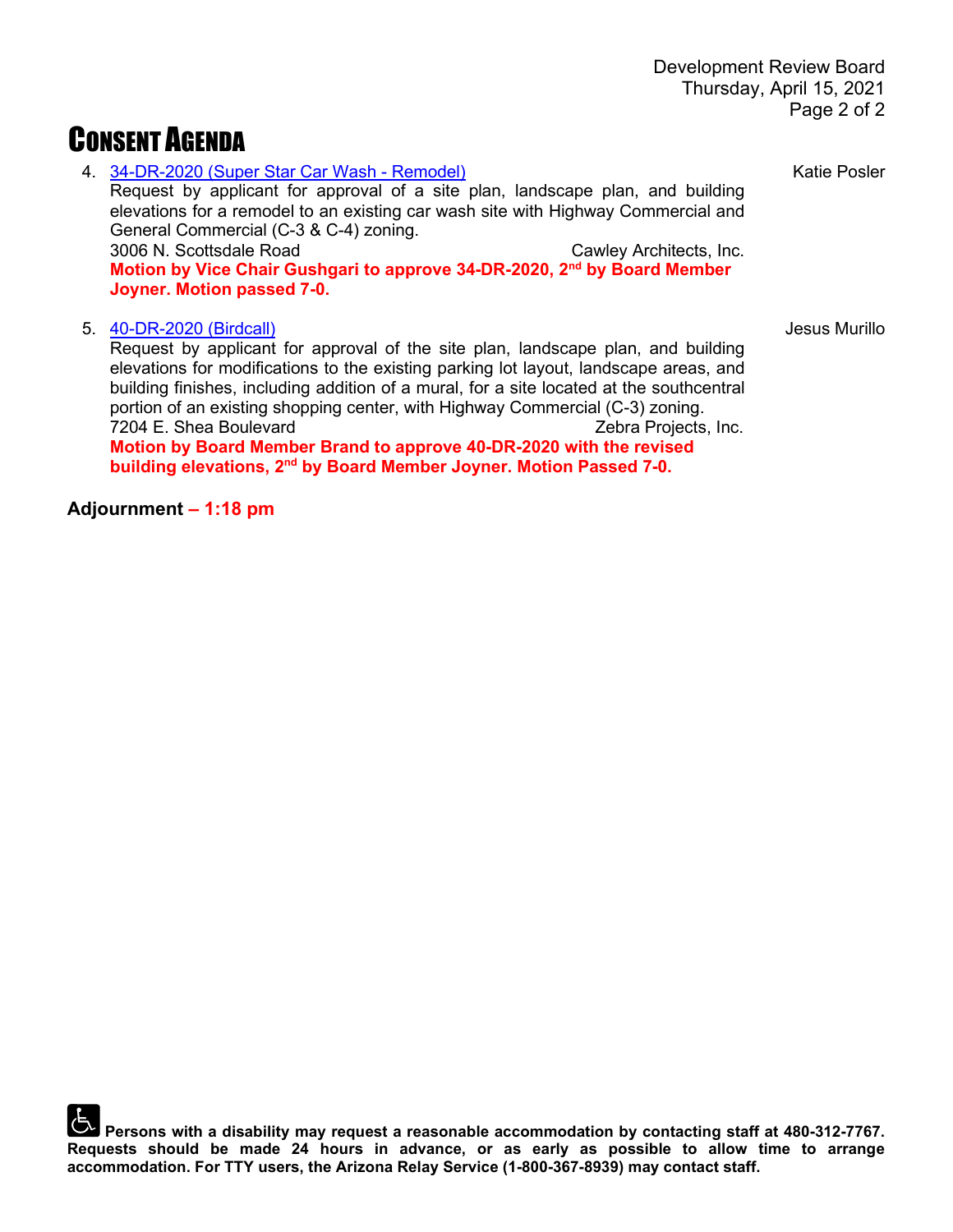## CONSENT AGENDA

4. [34-DR-2020 (Super Star Car Wash - Remodel)] — Katie Posler

   Request by applicant for approval of a site plan, landscape plan, and building elevations for a remodel to an existing car wash site with Highway Commercial and General Commercial (C-3 & C-4) zoning.

   3006 N. Scottsdale Road — Cawley Architects, Inc.

   **Motion by Vice Chair Gushgari to approve 34-DR-2020, 2nd by Board Member Joyner. Motion passed 7-0.**

5. [40-DR-2020 (Birdcall)] — Jesus Murillo

   Request by applicant for approval of the site plan, landscape plan, and building elevations for modifications to the existing parking lot layout, landscape areas, and building finishes, including addition of a mural, for a site located at the southcentral portion of an existing shopping center, with Highway Commercial (C-3) zoning.

   7204 E. Shea Boulevard — Zebra Projects, Inc.

   **Motion by Board Member Brand to approve 40-DR-2020 with the revised building elevations, 2nd by Board Member Joyner. Motion Passed 7-0.**

**Adjournment – 1:18 pm**

**Persons with a disability may request a reasonable accommodation by contacting staff at 480-312-7767. Requests should be made 24 hours in advance, or as early as possible to allow time to arrange accommodation. For TTY users, the Arizona Relay Service (1-800-367-8939) may contact staff.**